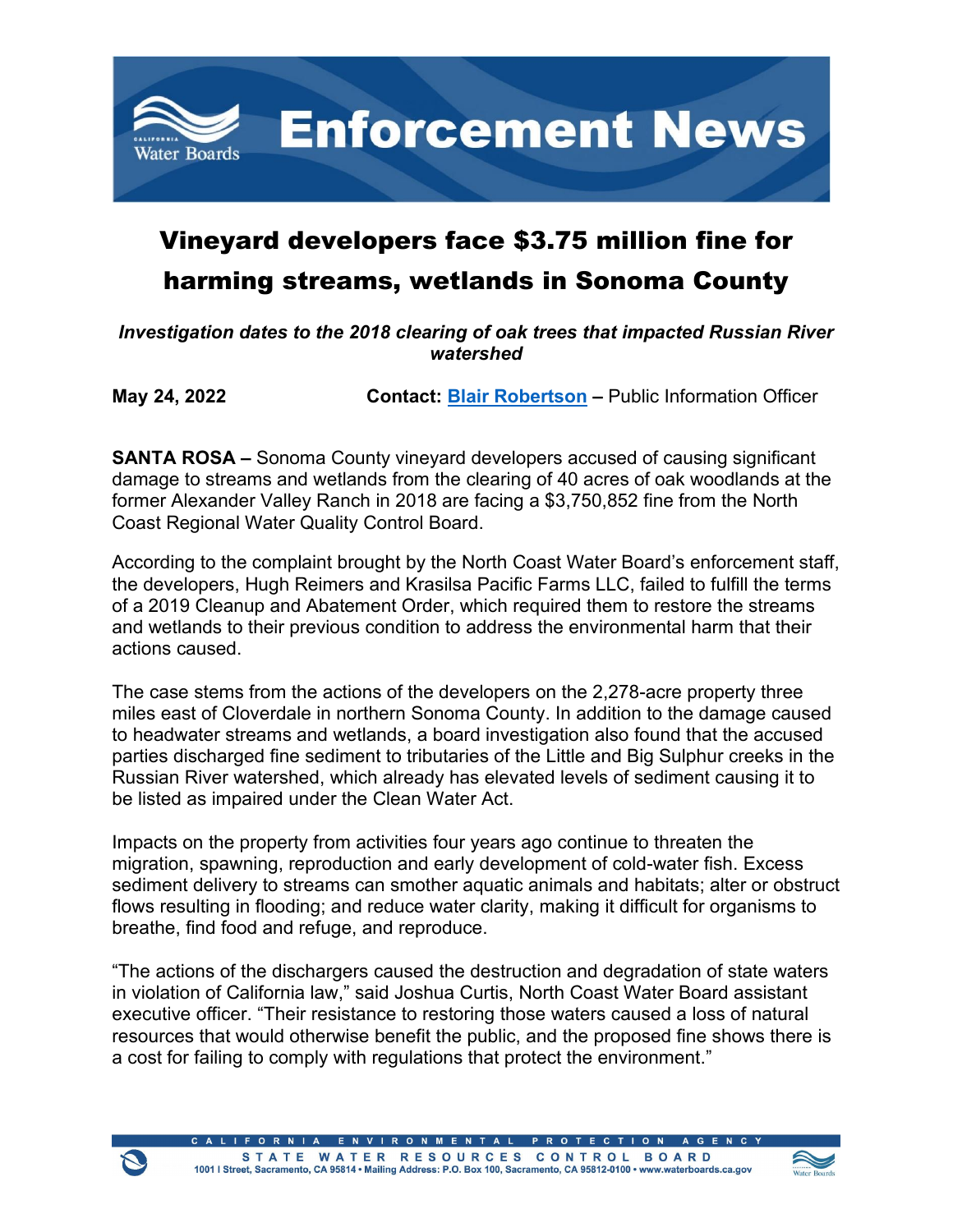# Enforcement News

## Vineyard developers face $3.75 million fine for harming streams, wetlands in Sonoma County

***Investigation dates to the 2018 clearing of oak trees that impacted Russian River watershed***

**May 24, 2022** **Contact: [Blair Robertson](#) –** Public Information Officer

**SANTA ROSA –** Sonoma County vineyard developers accused of causing significant damage to streams and wetlands from the clearing of 40 acres of oak woodlands at the former Alexander Valley Ranch in 2018 are facing a $3,750,852 fine from the North Coast Regional Water Quality Control Board.

According to the complaint brought by the North Coast Water Board's enforcement staff, the developers, Hugh Reimers and Krasilsa Pacific Farms LLC, failed to fulfill the terms of a 2019 Cleanup and Abatement Order, which required them to restore the streams and wetlands to their previous condition to address the environmental harm that their actions caused.

The case stems from the actions of the developers on the 2,278-acre property three miles east of Cloverdale in northern Sonoma County. In addition to the damage caused to headwater streams and wetlands, a board investigation also found that the accused parties discharged fine sediment to tributaries of the Little and Big Sulphur creeks in the Russian River watershed, which already has elevated levels of sediment causing it to be listed as impaired under the Clean Water Act.

Impacts on the property from activities four years ago continue to threaten the migration, spawning, reproduction and early development of cold-water fish. Excess sediment delivery to streams can smother aquatic animals and habitats; alter or obstruct flows resulting in flooding; and reduce water clarity, making it difficult for organisms to breathe, find food and refuge, and reproduce.

"The actions of the dischargers caused the destruction and degradation of state waters in violation of California law," said Joshua Curtis, North Coast Water Board assistant executive officer. "Their resistance to restoring those waters caused a loss of natural resources that would otherwise benefit the public, and the proposed fine shows there is a cost for failing to comply with regulations that protect the environment."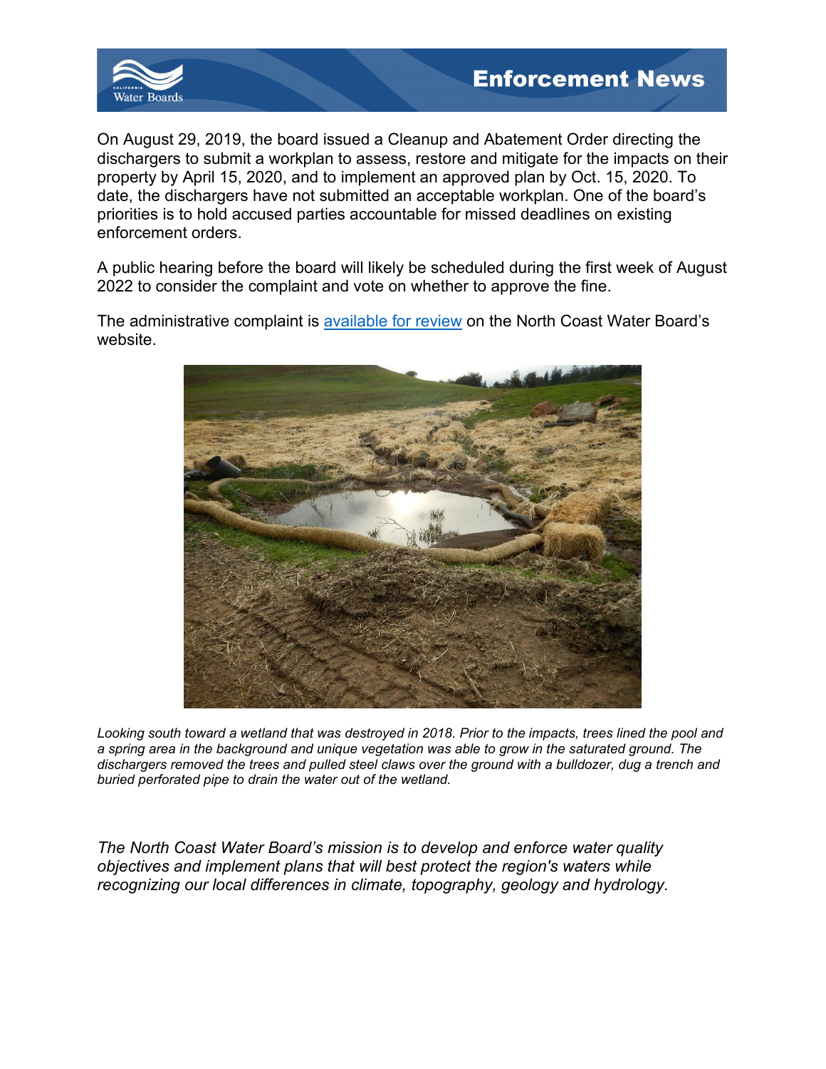On August 29, 2019, the board issued a Cleanup and Abatement Order directing the dischargers to submit a workplan to assess, restore and mitigate for the impacts on their property by April 15, 2020, and to implement an approved plan by Oct. 15, 2020. To date, the dischargers have not submitted an acceptable workplan. One of the board's priorities is to hold accused parties accountable for missed deadlines on existing enforcement orders.

A public hearing before the board will likely be scheduled during the first week of August 2022 to consider the complaint and vote on whether to approve the fine.

The administrative complaint is [available for review]() on the North Coast Water Board's website.

*Looking south toward a wetland that was destroyed in 2018. Prior to the impacts, trees lined the pool and a spring area in the background and unique vegetation was able to grow in the saturated ground. The dischargers removed the trees and pulled steel claws over the ground with a bulldozer, dug a trench and buried perforated pipe to drain the water out of the wetland.*

*The North Coast Water Board's mission is to develop and enforce water quality objectives and implement plans that will best protect the region's waters while recognizing our local differences in climate, topography, geology and hydrology.*